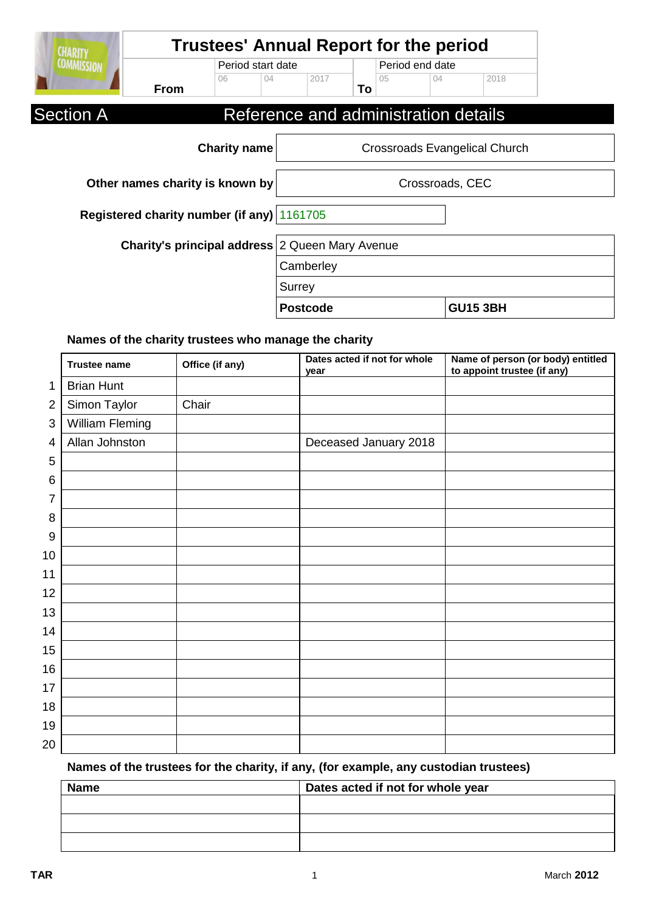# Trustees' Annual Report for the period

| | Period start date | | | | Period end date | | |
|---|---|---|---|---|---|---|---|
| From | 06 | 04 | 2017 | To | 05 | 04 | 2018 |

## Section A Reference and administration details

| | |
|---|---|
| **Charity name** | Crossroads Evangelical Church |
| **Other names charity is known by** | Crossroads, CEC |
| **Registered charity number (if any)** | 1161705 |
| **Charity's principal address** | 2 Queen Mary Avenue |
| | Camberley |
| | Surrey |
| | **Postcode** GU15 3BH |

### Names of the charity trustees who manage the charity

| | Trustee name | Office (if any) | Dates acted if not for whole year | Name of person (or body) entitled to appoint trustee (if any) |
|---|---|---|---|---|
| 1 | Brian Hunt | | | |
| 2 | Simon Taylor | Chair | | |
| 3 | William Fleming | | | |
| 4 | Allan Johnston | | Deceased January 2018 | |
| 5 | | | | |
| 6 | | | | |
| 7 | | | | |
| 8 | | | | |
| 9 | | | | |
| 10 | | | | |
| 11 | | | | |
| 12 | | | | |
| 13 | | | | |
| 14 | | | | |
| 15 | | | | |
| 16 | | | | |
| 17 | | | | |
| 18 | | | | |
| 19 | | | | |
| 20 | | | | |

### Names of the trustees for the charity, if any, (for example, any custodian trustees)

| Name | Dates acted if not for whole year |
|---|---|
| | |
| | |
| | |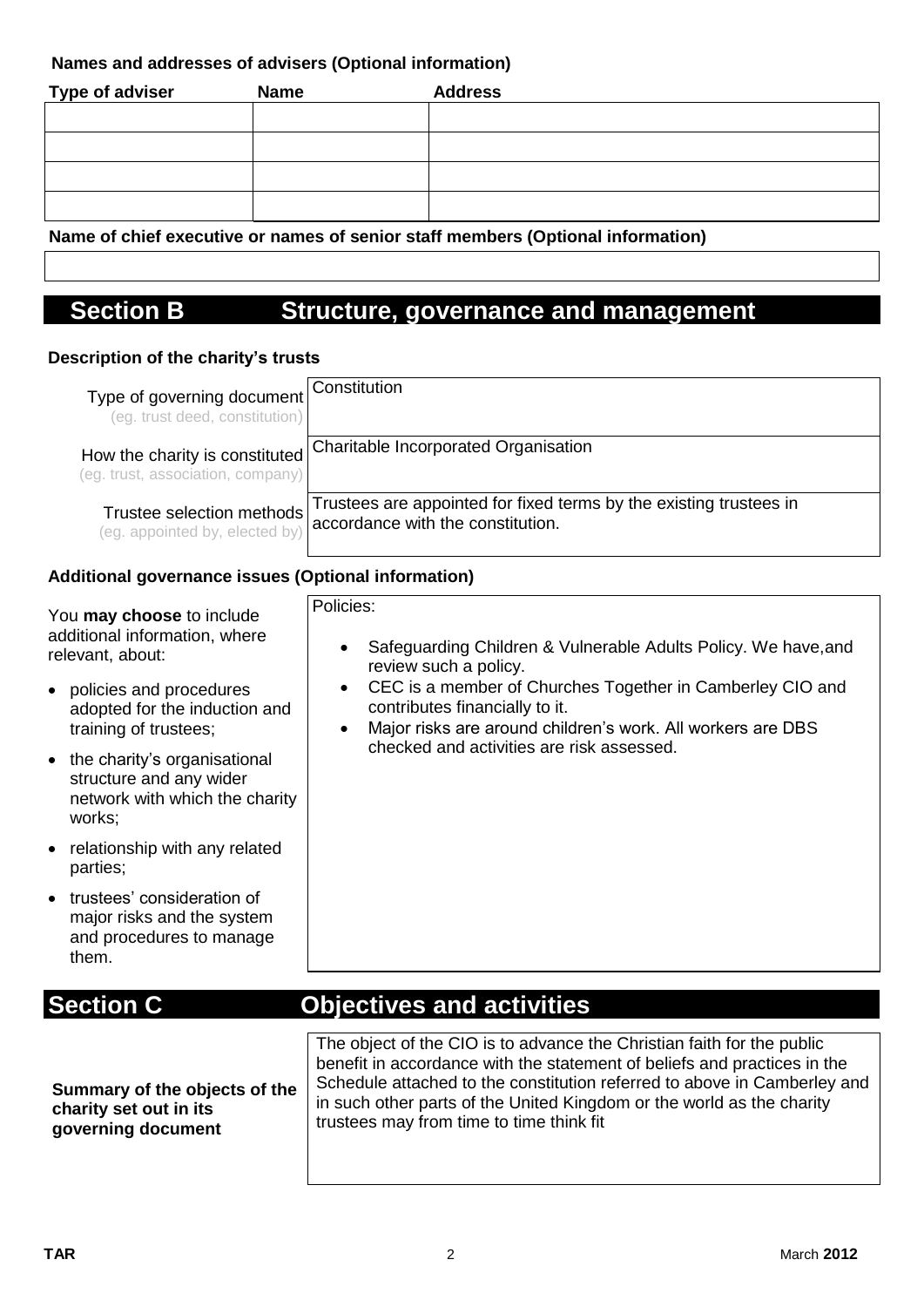**Names and addresses of advisers (Optional information)**

| Type of adviser | Name | Address |
| --- | --- | --- |
| | | |
| | | |
| | | |
| | | |

**Name of chief executive or names of senior staff members (Optional information)**

## Section B Structure, governance and management

**Description of the charity's trusts**

| | |
| --- | --- |
| Type of governing document (eg. trust deed, constitution) | Constitution |
| How the charity is constituted (eg. trust, association, company) | Charitable Incorporated Organisation |
| Trustee selection methods (eg. appointed by, elected by) | Trustees are appointed for fixed terms by the existing trustees in accordance with the constitution. |

**Additional governance issues (Optional information)**

You **may choose** to include additional information, where relevant, about:

- policies and procedures adopted for the induction and training of trustees;
- the charity's organisational structure and any wider network with which the charity works;
- relationship with any related parties;
- trustees' consideration of major risks and the system and procedures to manage them.

Policies:

- Safeguarding Children & Vulnerable Adults Policy. We have,and review such a policy.
- CEC is a member of Churches Together in Camberley CIO and contributes financially to it.
- Major risks are around children's work. All workers are DBS checked and activities are risk assessed.

## Section C Objectives and activities

| | |
| --- | --- |
| **Summary of the objects of the charity set out in its governing document** | The object of the CIO is to advance the Christian faith for the public benefit in accordance with the statement of beliefs and practices in the Schedule attached to the constitution referred to above in Camberley and in such other parts of the United Kingdom or the world as the charity trustees may from time to time think fit |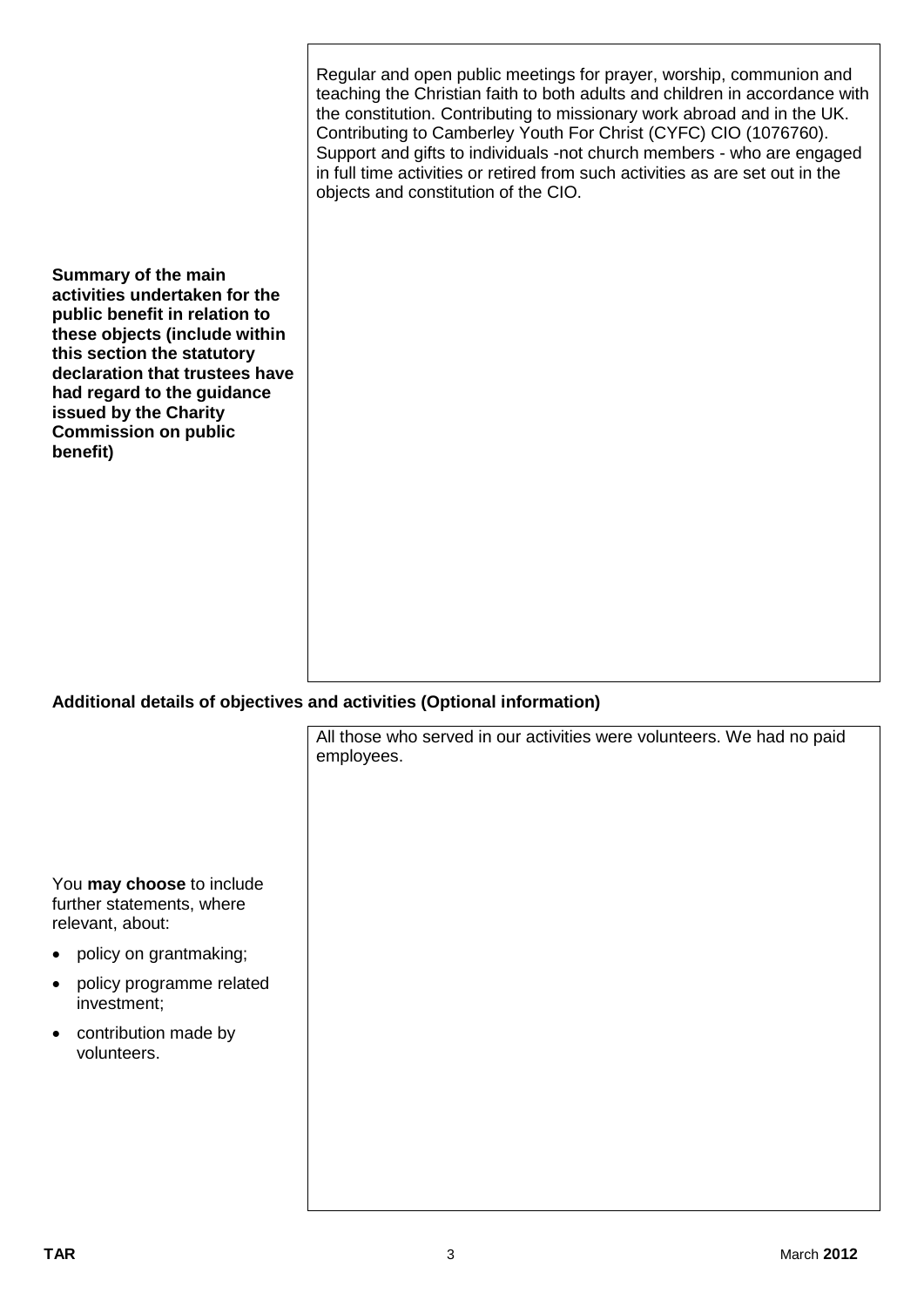| | |
|---|---|
| **Summary of the main activities undertaken for the public benefit in relation to these objects (include within this section the statutory declaration that trustees have had regard to the guidance issued by the Charity Commission on public benefit)** | Regular and open public meetings for prayer, worship, communion and teaching the Christian faith to both adults and children in accordance with the constitution. Contributing to missionary work abroad and in the UK. Contributing to Camberley Youth For Christ (CYFC) CIO (1076760). Support and gifts to individuals -not church members - who are engaged in full time activities or retired from such activities as are set out in the objects and constitution of the CIO. |

## Additional details of objectives and activities (Optional information)

| | |
|---|---|
| You **may choose** to include further statements, where relevant, about: <br>• policy on grantmaking; <br>• policy programme related investment; <br>• contribution made by volunteers. | All those who served in our activities were volunteers. We had no paid employees. |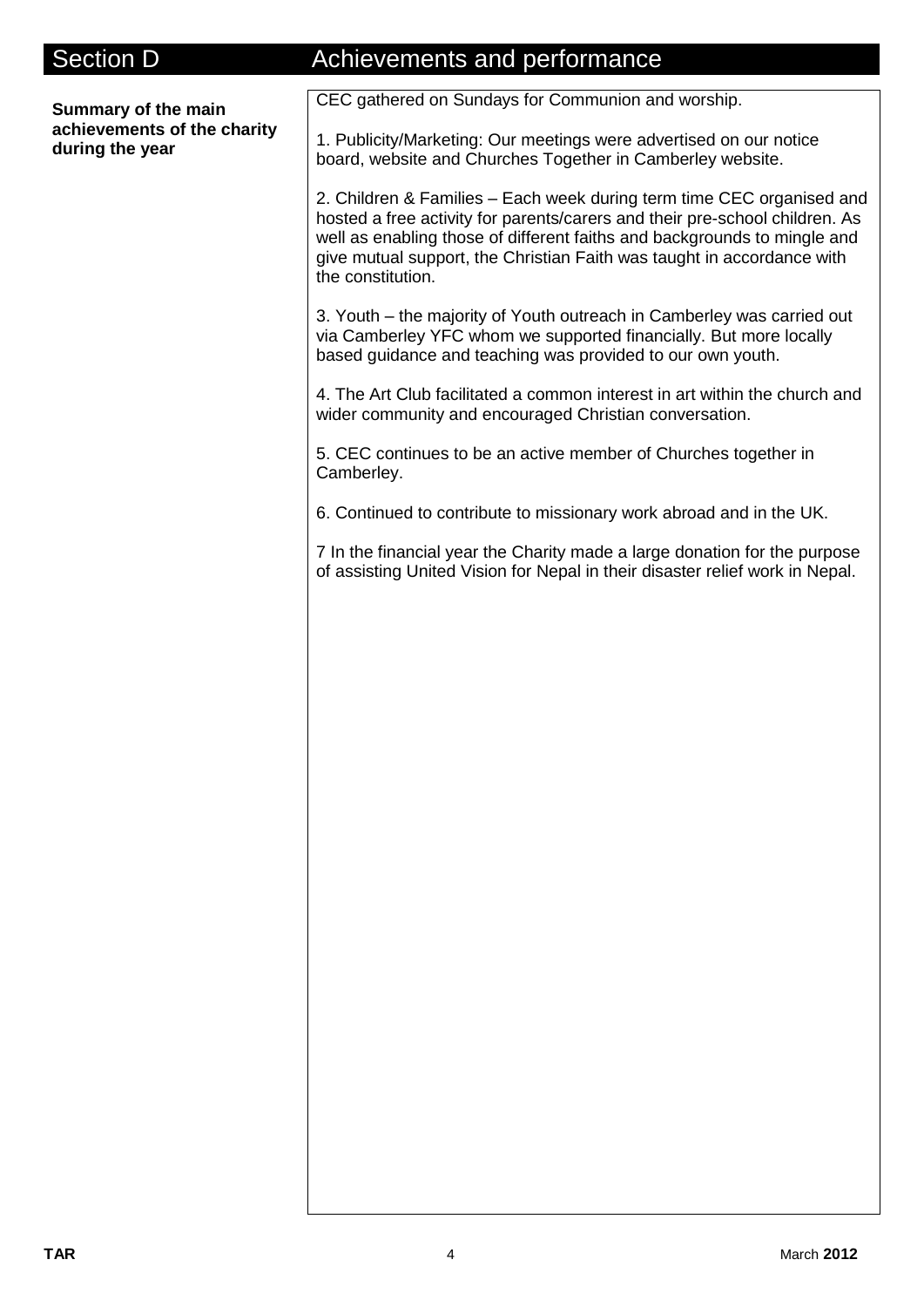## Section D — Achievements and performance

**Summary of the main achievements of the charity during the year**

CEC gathered on Sundays for Communion and worship.

1. Publicity/Marketing: Our meetings were advertised on our notice board, website and Churches Together in Camberley website.

2. Children & Families – Each week during term time CEC organised and hosted a free activity for parents/carers and their pre-school children. As well as enabling those of different faiths and backgrounds to mingle and give mutual support, the Christian Faith was taught in accordance with the constitution.

3. Youth – the majority of Youth outreach in Camberley was carried out via Camberley YFC whom we supported financially. But more locally based guidance and teaching was provided to our own youth.

4. The Art Club facilitated a common interest in art within the church and wider community and encouraged Christian conversation.

5. CEC continues to be an active member of Churches together in Camberley.

6. Continued to contribute to missionary work abroad and in the UK.

7 In the financial year the Charity made a large donation for the purpose of assisting United Vision for Nepal in their disaster relief work in Nepal.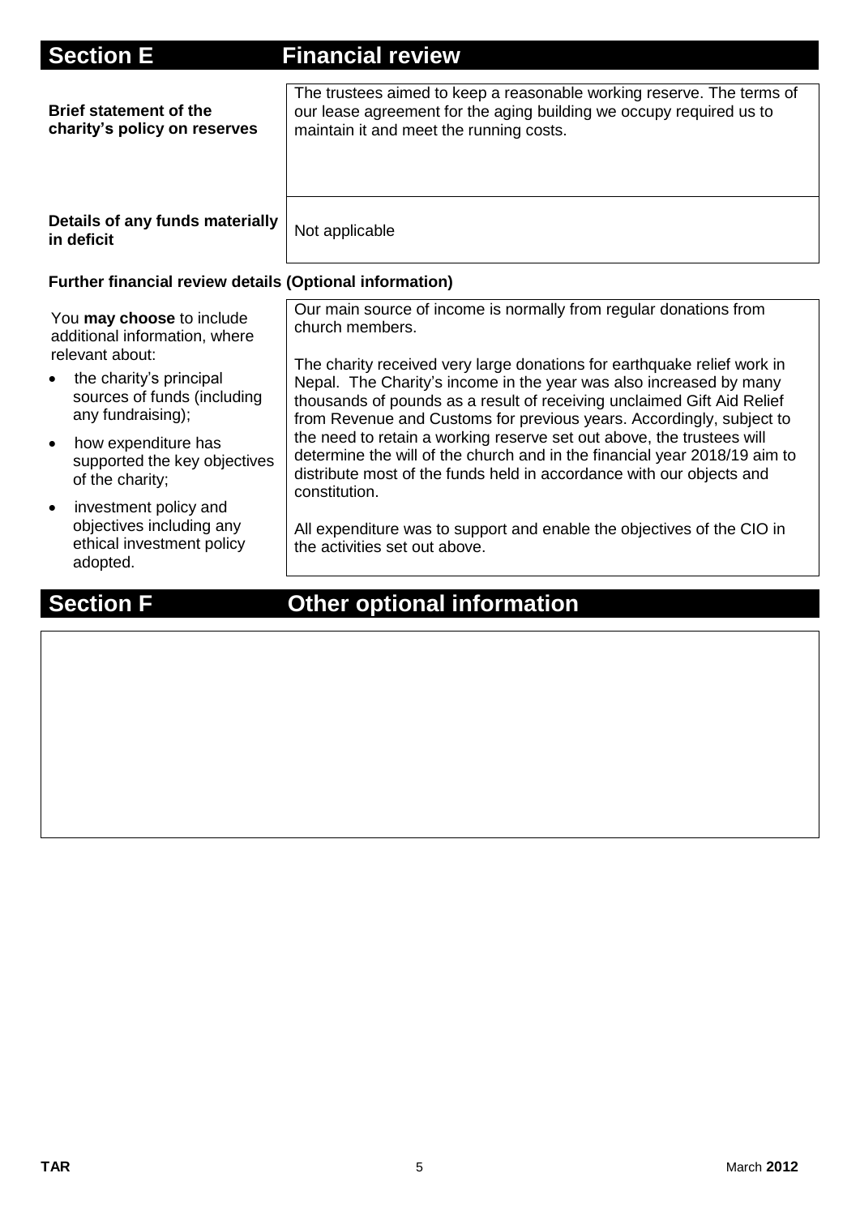## Section E Financial review

| | |
|---|---|
| **Brief statement of the charity's policy on reserves** | The trustees aimed to keep a reasonable working reserve. The terms of our lease agreement for the aging building we occupy required us to maintain it and meet the running costs. |
| **Details of any funds materially in deficit** | Not applicable |

**Further financial review details (Optional information)**

| | |
|---|---|
| You **may choose** to include additional information, where relevant about:<br>• the charity's principal sources of funds (including any fundraising);<br>• how expenditure has supported the key objectives of the charity;<br>• investment policy and objectives including any ethical investment policy adopted. | Our main source of income is normally from regular donations from church members.<br><br>The charity received very large donations for earthquake relief work in Nepal. The Charity's income in the year was also increased by many thousands of pounds as a result of receiving unclaimed Gift Aid Relief from Revenue and Customs for previous years. Accordingly, subject to the need to retain a working reserve set out above, the trustees will determine the will of the church and in the financial year 2018/19 aim to distribute most of the funds held in accordance with our objects and constitution.<br><br>All expenditure was to support and enable the objectives of the CIO in the activities set out above. |

## Section F Other optional information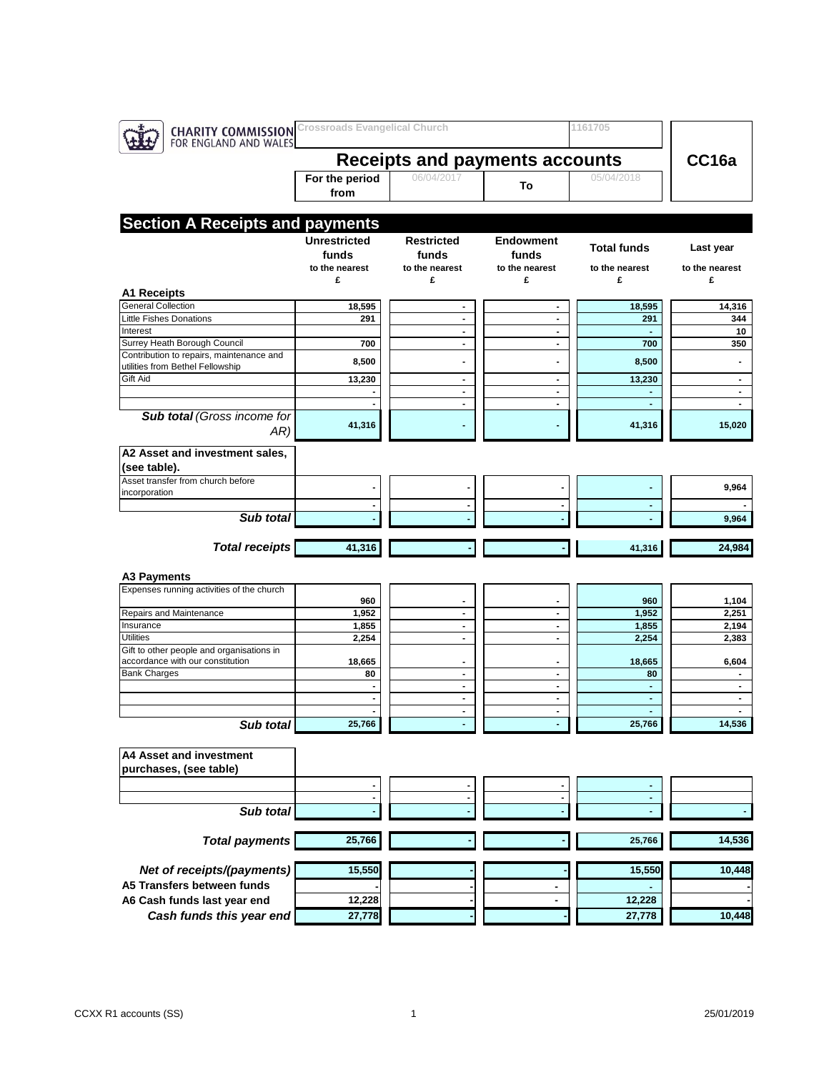CHARITY COMMISSION FOR ENGLAND AND WALES

Crossroads Evangelical Church | 1161705

# Receipts and payments accounts

**CC16a**

| For the period from | 06/04/2017 | To | 05/04/2018 |
|---|---|---|---|

## Section A Receipts and payments

| | Unrestricted funds to the nearest £ | Restricted funds to the nearest £ | Endowment funds to the nearest £ | Total funds to the nearest £ | Last year to the nearest £ |
|---|---|---|---|---|---|
| **A1 Receipts** | | | | | |
| General Collection | 18,595 | - | - | 18,595 | 14,316 |
| Little Fishes Donations | 291 | - | - | 291 | 344 |
| Interest | | - | - | - | 10 |
| Surrey Heath Borough Council | 700 | - | - | 700 | 350 |
| Contribution to repairs, maintenance and utilities from Bethel Fellowship | 8,500 | - | - | 8,500 | - |
| Gift Aid | 13,230 | - | - | 13,230 | - |
| | - | - | - | - | - |
| | - | - | - | - | - |
| ***Sub total** (Gross income for AR)* | 41,316 | - | - | 41,316 | 15,020 |
| **A2 Asset and investment sales, (see table).** | | | | | |
| Asset transfer from church before incorporation | - | - | - | - | 9,964 |
| | - | - | - | - | - |
| ***Sub total*** | - | - | - | - | 9,964 |
| ***Total receipts*** | 41,316 | - | - | 41,316 | 24,984 |
| **A3 Payments** | | | | | |
| Expenses running activities of the church | 960 | - | - | 960 | 1,104 |
| Repairs and Maintenance | 1,952 | - | - | 1,952 | 2,251 |
| Insurance | 1,855 | - | - | 1,855 | 2,194 |
| Utilities | 2,254 | - | - | 2,254 | 2,383 |
| Gift to other people and organisations in accordance with our constitution | 18,665 | - | - | 18,665 | 6,604 |
| Bank Charges | 80 | - | - | 80 | - |
| | - | - | - | - | - |
| | - | - | - | - | - |
| | - | - | - | - | - |
| ***Sub total*** | 25,766 | - | - | 25,766 | 14,536 |
| **A4 Asset and investment purchases, (see table)** | | | | | |
| | - | - | - | - | |
| | - | - | - | - | |
| ***Sub total*** | - | - | - | - | - |
| ***Total payments*** | 25,766 | - | - | 25,766 | 14,536 |
| ***Net of receipts/(payments)*** | 15,550 | - | - | 15,550 | 10,448 |
| **A5 Transfers between funds** | - | - | - | - | - |
| **A6 Cash funds last year end** | 12,228 | - | - | 12,228 | - |
| ***Cash funds this year end*** | 27,778 | - | - | 27,778 | 10,448 |

CCXX R1 accounts (SS) 25/01/2019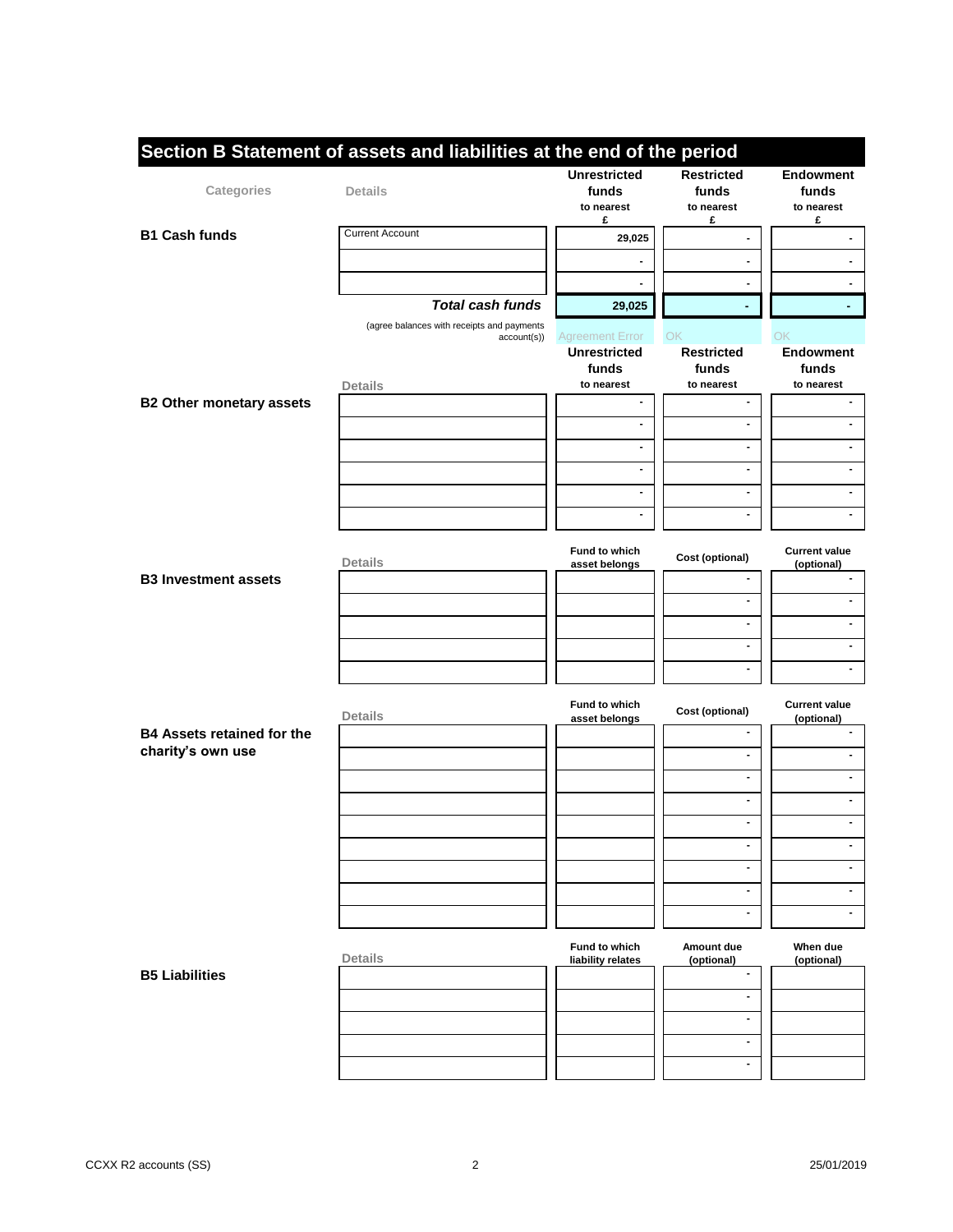## Section B Statement of assets and liabilities at the end of the period

| Categories | Details | Unrestricted funds to nearest £ | Restricted funds to nearest £ | Endowment funds to nearest £ |
|---|---|---|---|---|
| **B1 Cash funds** | Current Account | 29,025 | - | - |
| | | - | - | - |
| | | - | - | - |
| | ***Total cash funds*** | **29,025** | **-** | **-** |
| | (agree balances with receipts and payments account(s)) | Agreement Error | OK | OK |

| Categories | Details | Unrestricted funds to nearest | Restricted funds to nearest | Endowment funds to nearest |
|---|---|---|---|---|
| **B2 Other monetary assets** | | - | - | - |
| | | - | - | - |
| | | - | - | - |
| | | - | - | - |
| | | - | - | - |
| | | - | - | - |

| Categories | Details | Fund to which asset belongs | Cost (optional) | Current value (optional) |
|---|---|---|---|---|
| **B3 Investment assets** | | | - | - |
| | | | - | - |
| | | | - | - |
| | | | - | - |
| | | | - | - |

| Categories | Details | Fund to which asset belongs | Cost (optional) | Current value (optional) |
|---|---|---|---|---|
| **B4 Assets retained for the charity's own use** | | | - | - |
| | | | - | - |
| | | | - | - |
| | | | - | - |
| | | | - | - |
| | | | - | - |
| | | | - | - |
| | | | - | - |
| | | | - | - |

| Categories | Details | Fund to which liability relates | Amount due (optional) | When due (optional) |
|---|---|---|---|---|
| **B5 Liabilities** | | | - | |
| | | | - | |
| | | | - | |
| | | | - | |
| | | | - | |

CCXX R2 accounts (SS) 25/01/2019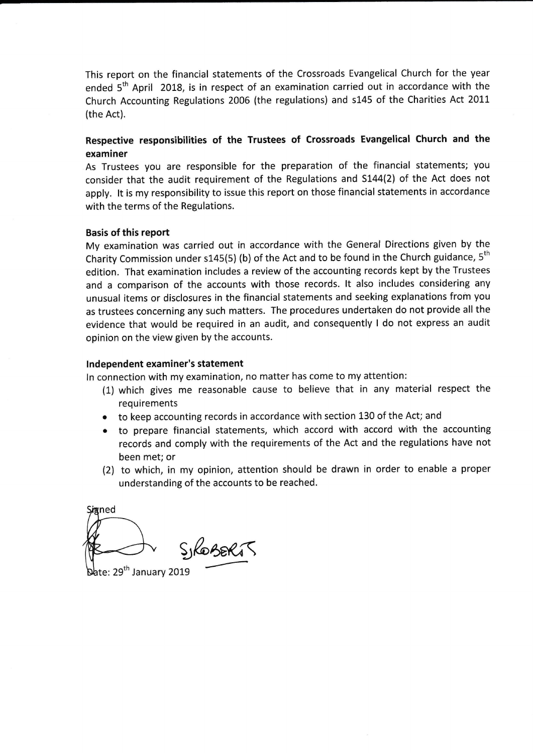This report on the financial statements of the Crossroads Evangelical Church for the year ended 5th April 2018, is in respect of an examination carried out in accordance with the Church Accounting Regulations 2006 (the regulations) and s145 of the Charities Act 2011 (the Act).

**Respective responsibilities of the Trustees of Crossroads Evangelical Church and the examiner**

As Trustees you are responsible for the preparation of the financial statements; you consider that the audit requirement of the Regulations and S144(2) of the Act does not apply. It is my responsibility to issue this report on those financial statements in accordance with the terms of the Regulations.

**Basis of this report**

My examination was carried out in accordance with the General Directions given by the Charity Commission under s145(5) (b) of the Act and to be found in the Church guidance, 5th edition. That examination includes a review of the accounting records kept by the Trustees and a comparison of the accounts with those records. It also includes considering any unusual items or disclosures in the financial statements and seeking explanations from you as trustees concerning any such matters. The procedures undertaken do not provide all the evidence that would be required in an audit, and consequently I do not express an audit opinion on the view given by the accounts.

**Independent examiner's statement**

In connection with my examination, no matter has come to my attention:

(1) which gives me reasonable cause to believe that in any material respect the requirements

- to keep accounting records in accordance with section 130 of the Act; and
- to prepare financial statements, which accord with accord with the accounting records and comply with the requirements of the Act and the regulations have not been met; or

(2) to which, in my opinion, attention should be drawn in order to enable a proper understanding of the accounts to be reached.

Signed

S J ROBERTS

Date: 29th January 2019